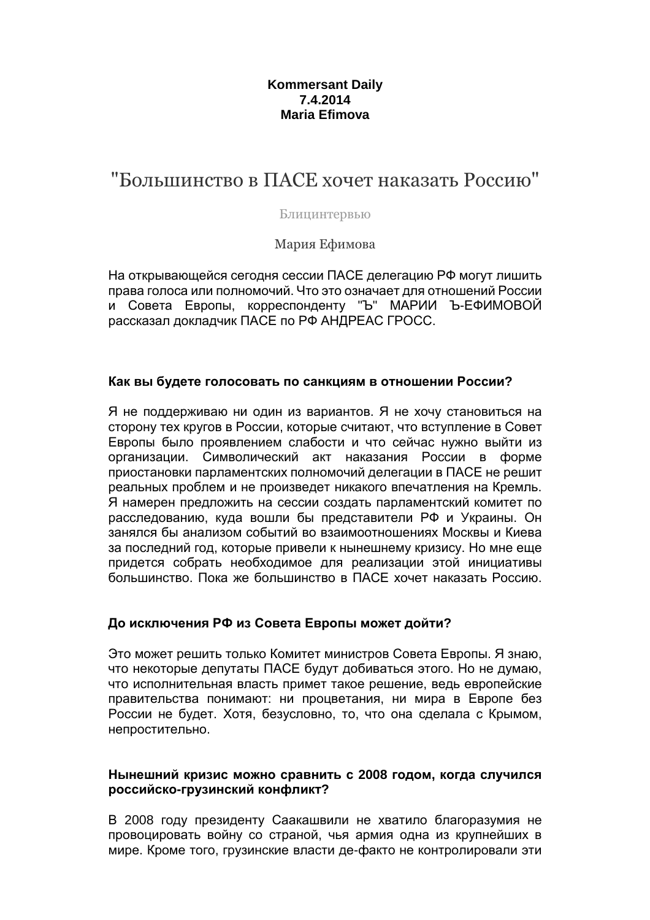**Kommersant Daily**
**7.4.2014**
**Maria Efimova**

# "Большинство в ПАСЕ хочет наказать Россию"

Блицинтервью

Мария Ефимова

На открывающейся сегодня сессии ПАСЕ делегацию РФ могут лишить права голоса или полномочий. Что это означает для отношений России и Совета Европы, корреспонденту "Ъ" МАРИИ Ъ-ЕФИМОВОЙ рассказал докладчик ПАСЕ по РФ АНДРЕАС ГРОСС.

**Как вы будете голосовать по санкциям в отношении России?**

Я не поддерживаю ни один из вариантов. Я не хочу становиться на сторону тех кругов в России, которые считают, что вступление в Совет Европы было проявлением слабости и что сейчас нужно выйти из организации. Символический акт наказания России в форме приостановки парламентских полномочий делегации в ПАСЕ не решит реальных проблем и не произведет никакого впечатления на Кремль. Я намерен предложить на сессии создать парламентский комитет по расследованию, куда вошли бы представители РФ и Украины. Он занялся бы анализом событий во взаимоотношениях Москвы и Киева за последний год, которые привели к нынешнему кризису. Но мне еще придется собрать необходимое для реализации этой инициативы большинство. Пока же большинство в ПАСЕ хочет наказать Россию.

**До исключения РФ из Совета Европы может дойти?**

Это может решить только Комитет министров Совета Европы. Я знаю, что некоторые депутаты ПАСЕ будут добиваться этого. Но не думаю, что исполнительная власть примет такое решение, ведь европейские правительства понимают: ни процветания, ни мира в Европе без России не будет. Хотя, безусловно, то, что она сделала с Крымом, непростительно.

**Нынешний кризис можно сравнить с 2008 годом, когда случился российско-грузинский конфликт?**

В 2008 году президенту Саакашвили не хватило благоразумия не провоцировать войну со страной, чья армия одна из крупнейших в мире. Кроме того, грузинские власти де-факто не контролировали эти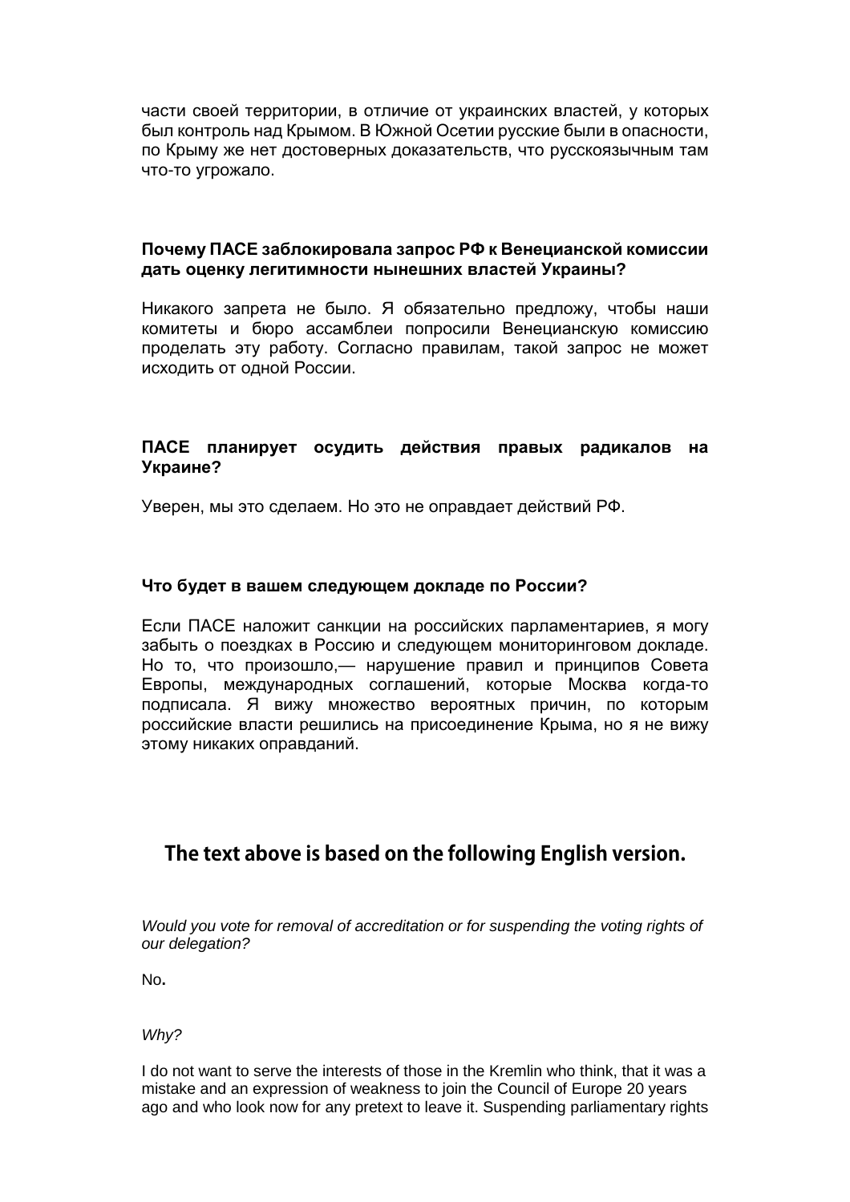части своей территории, в отличие от украинских властей, у которых был контроль над Крымом. В Южной Осетии русские были в опасности, по Крыму же нет достоверных доказательств, что русскоязычным там что-то угрожало.

**Почему ПАСЕ заблокировала запрос РФ к Венецианской комиссии дать оценку легитимности нынешних властей Украины?**

Никакого запрета не было. Я обязательно предложу, чтобы наши комитеты и бюро ассамблеи попросили Венецианскую комиссию проделать эту работу. Согласно правилам, такой запрос не может исходить от одной России.

**ПАСЕ планирует осудить действия правых радикалов на Украине?**

Уверен, мы это сделаем. Но это не оправдает действий РФ.

**Что будет в вашем следующем докладе по России?**

Если ПАСЕ наложит санкции на российских парламентариев, я могу забыть о поездках в Россию и следующем мониторинговом докладе. Но то, что произошло,— нарушение правил и принципов Совета Европы, международных соглашений, которые Москва когда-то подписала. Я вижу множество вероятных причин, по которым российские власти решились на присоединение Крыма, но я не вижу этому никаких оправданий.

## The text above is based on the following English version.

*Would you vote for removal of accreditation or for suspending the voting rights of our delegation?*

No.

*Why?*

I do not want to serve the interests of those in the Kremlin who think, that it was a mistake and an expression of weakness to join the Council of Europe 20 years ago and who look now for any pretext to leave it. Suspending parliamentary rights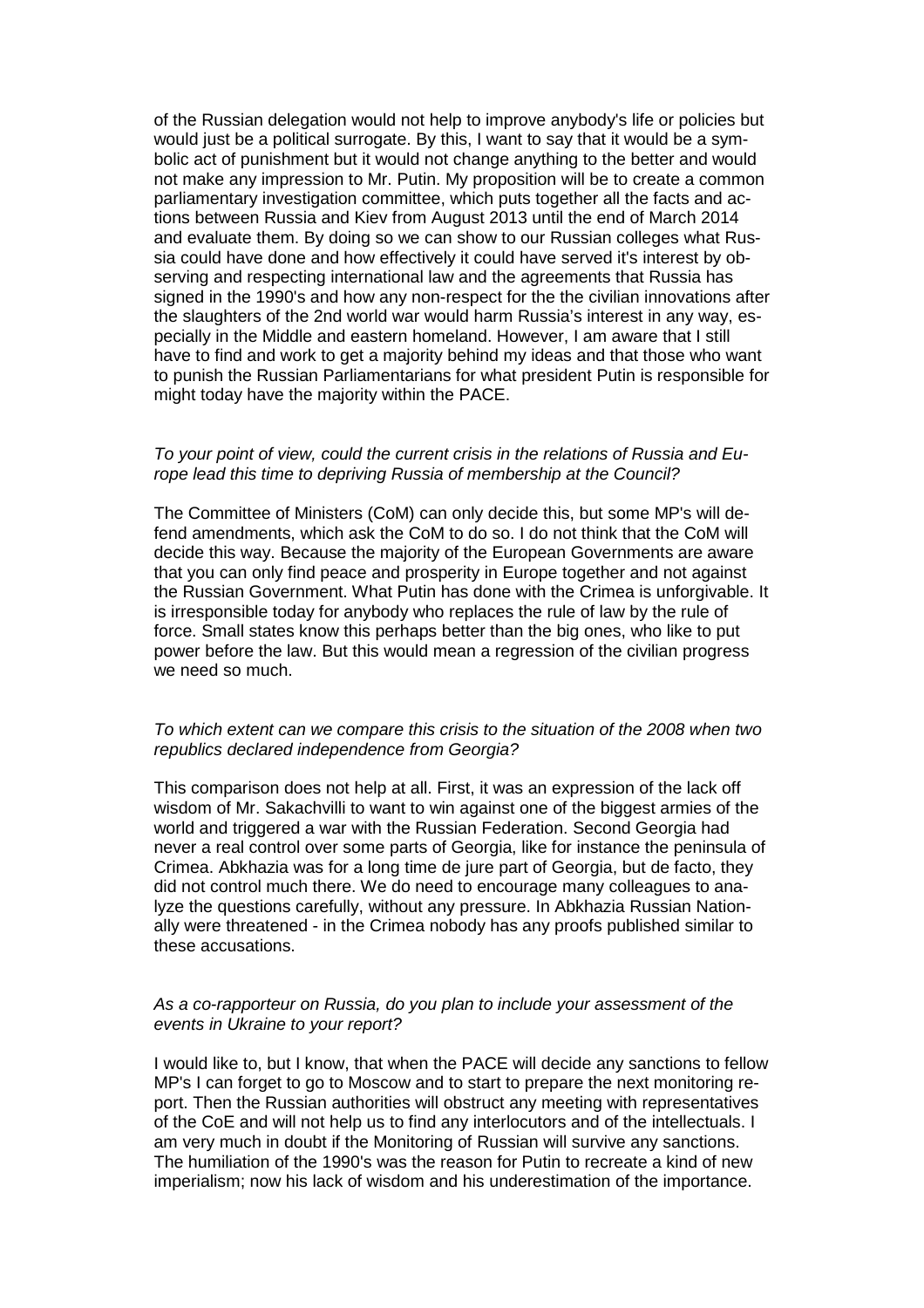of the Russian delegation would not help to improve anybody's life or policies but would just be a political surrogate. By this, I want to say that it would be a symbolic act of punishment but it would not change anything to the better and would not make any impression to Mr. Putin. My proposition will be to create a common parliamentary investigation committee, which puts together all the facts and actions between Russia and Kiev from August 2013 until the end of March 2014 and evaluate them. By doing so we can show to our Russian colleges what Russia could have done and how effectively it could have served it's interest by observing and respecting international law and the agreements that Russia has signed in the 1990's and how any non-respect for the the civilian innovations after the slaughters of the 2nd world war would harm Russia's interest in any way, especially in the Middle and eastern homeland. However, I am aware that I still have to find and work to get a majority behind my ideas and that those who want to punish the Russian Parliamentarians for what president Putin is responsible for might today have the majority within the PACE.

*To your point of view, could the current crisis in the relations of Russia and Europe lead this time to depriving Russia of membership at the Council?*

The Committee of Ministers (CoM) can only decide this, but some MP's will defend amendments, which ask the CoM to do so. I do not think that the CoM will decide this way. Because the majority of the European Governments are aware that you can only find peace and prosperity in Europe together and not against the Russian Government. What Putin has done with the Crimea is unforgivable. It is irresponsible today for anybody who replaces the rule of law by the rule of force. Small states know this perhaps better than the big ones, who like to put power before the law. But this would mean a regression of the civilian progress we need so much.

*To which extent can we compare this crisis to the situation of the 2008 when two republics declared independence from Georgia?*

This comparison does not help at all. First, it was an expression of the lack off wisdom of Mr. Sakachvilli to want to win against one of the biggest armies of the world and triggered a war with the Russian Federation. Second Georgia had never a real control over some parts of Georgia, like for instance the peninsula of Crimea. Abkhazia was for a long time de jure part of Georgia, but de facto, they did not control much there. We do need to encourage many colleagues to analyze the questions carefully, without any pressure. In Abkhazia Russian Nationally were threatened - in the Crimea nobody has any proofs published similar to these accusations.

*As a co-rapporteur on Russia, do you plan to include your assessment of the events in Ukraine to your report?*

I would like to, but I know, that when the PACE will decide any sanctions to fellow MP's I can forget to go to Moscow and to start to prepare the next monitoring report. Then the Russian authorities will obstruct any meeting with representatives of the CoE and will not help us to find any interlocutors and of the intellectuals. I am very much in doubt if the Monitoring of Russian will survive any sanctions. The humiliation of the 1990's was the reason for Putin to recreate a kind of new imperialism; now his lack of wisdom and his underestimation of the importance.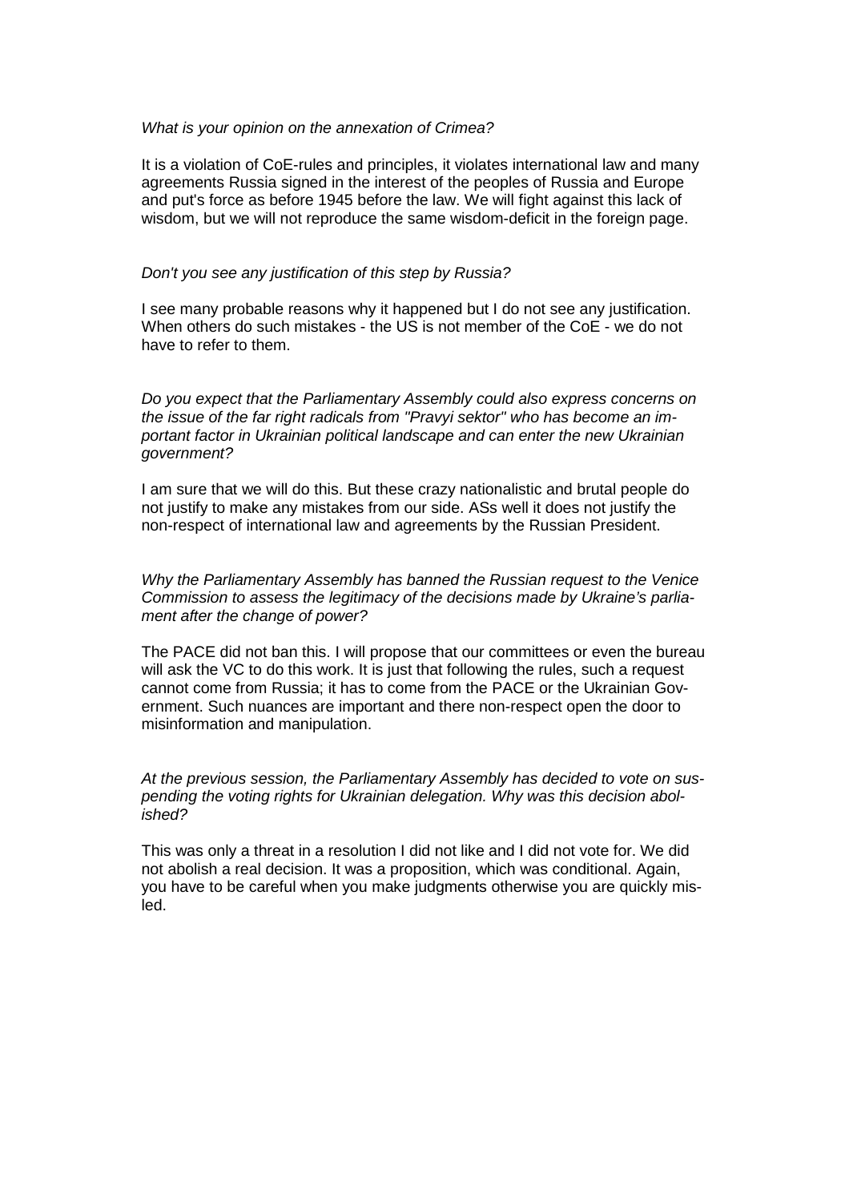*What is your opinion on the annexation of Crimea?*

It is a violation of CoE-rules and principles, it violates international law and many agreements Russia signed in the interest of the peoples of Russia and Europe and put's force as before 1945 before the law. We will fight against this lack of wisdom, but we will not reproduce the same wisdom-deficit in the foreign page.

*Don't you see any justification of this step by Russia?*

I see many probable reasons why it happened but I do not see any justification. When others do such mistakes - the US is not member of the CoE - we do not have to refer to them.

*Do you expect that the Parliamentary Assembly could also express concerns on the issue of the far right radicals from "Pravyi sektor" who has become an important factor in Ukrainian political landscape and can enter the new Ukrainian government?*

I am sure that we will do this. But these crazy nationalistic and brutal people do not justify to make any mistakes from our side. ASs well it does not justify the non-respect of international law and agreements by the Russian President.

*Why the Parliamentary Assembly has banned the Russian request to the Venice Commission to assess the legitimacy of the decisions made by Ukraine's parliament after the change of power?*

The PACE did not ban this. I will propose that our committees or even the bureau will ask the VC to do this work. It is just that following the rules, such a request cannot come from Russia; it has to come from the PACE or the Ukrainian Government. Such nuances are important and there non-respect open the door to misinformation and manipulation.

*At the previous session, the Parliamentary Assembly has decided to vote on suspending the voting rights for Ukrainian delegation. Why was this decision abolished?*

This was only a threat in a resolution I did not like and I did not vote for. We did not abolish a real decision. It was a proposition, which was conditional. Again, you have to be careful when you make judgments otherwise you are quickly misled.